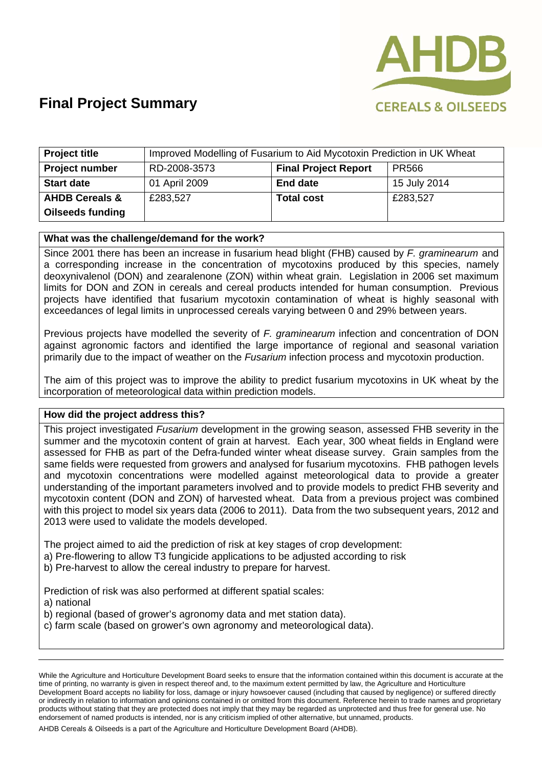# Final Project Summary

| Project title | Improved Modelling of Fusarium to Aid Mycotoxin Prediction in UK Wheat | | |
|---|---|---|---|
| **Project number** | RD-2008-3573 | **Final Project Report** | PR566 |
| **Start date** | 01 April 2009 | **End date** | 15 July 2014 |
| **AHDB Cereals & Oilseeds funding** | £283,527 | **Total cost** | £283,527 |

## What was the challenge/demand for the work?

Since 2001 there has been an increase in fusarium head blight (FHB) caused by *F. graminearum* and a corresponding increase in the concentration of mycotoxins produced by this species, namely deoxynivalenol (DON) and zearalenone (ZON) within wheat grain. Legislation in 2006 set maximum limits for DON and ZON in cereals and cereal products intended for human consumption. Previous projects have identified that fusarium mycotoxin contamination of wheat is highly seasonal with exceedances of legal limits in unprocessed cereals varying between 0 and 29% between years.

Previous projects have modelled the severity of *F. graminearum* infection and concentration of DON against agronomic factors and identified the large importance of regional and seasonal variation primarily due to the impact of weather on the *Fusarium* infection process and mycotoxin production.

The aim of this project was to improve the ability to predict fusarium mycotoxins in UK wheat by the incorporation of meteorological data within prediction models.

## How did the project address this?

This project investigated *Fusarium* development in the growing season, assessed FHB severity in the summer and the mycotoxin content of grain at harvest. Each year, 300 wheat fields in England were assessed for FHB as part of the Defra-funded winter wheat disease survey. Grain samples from the same fields were requested from growers and analysed for fusarium mycotoxins. FHB pathogen levels and mycotoxin concentrations were modelled against meteorological data to provide a greater understanding of the important parameters involved and to provide models to predict FHB severity and mycotoxin content (DON and ZON) of harvested wheat. Data from a previous project was combined with this project to model six years data (2006 to 2011). Data from the two subsequent years, 2012 and 2013 were used to validate the models developed.

The project aimed to aid the prediction of risk at key stages of crop development:

a) Pre-flowering to allow T3 fungicide applications to be adjusted according to risk
b) Pre-harvest to allow the cereal industry to prepare for harvest.

Prediction of risk was also performed at different spatial scales:

a) national
b) regional (based of grower's agronomy data and met station data).
c) farm scale (based on grower's own agronomy and meteorological data).

---

While the Agriculture and Horticulture Development Board seeks to ensure that the information contained within this document is accurate at the time of printing, no warranty is given in respect thereof and, to the maximum extent permitted by law, the Agriculture and Horticulture Development Board accepts no liability for loss, damage or injury howsoever caused (including that caused by negligence) or suffered directly or indirectly in relation to information and opinions contained in or omitted from this document. Reference herein to trade names and proprietary products without stating that they are protected does not imply that they may be regarded as unprotected and thus free for general use. No endorsement of named products is intended, nor is any criticism implied of other alternative, but unnamed, products.

AHDB Cereals & Oilseeds is a part of the Agriculture and Horticulture Development Board (AHDB).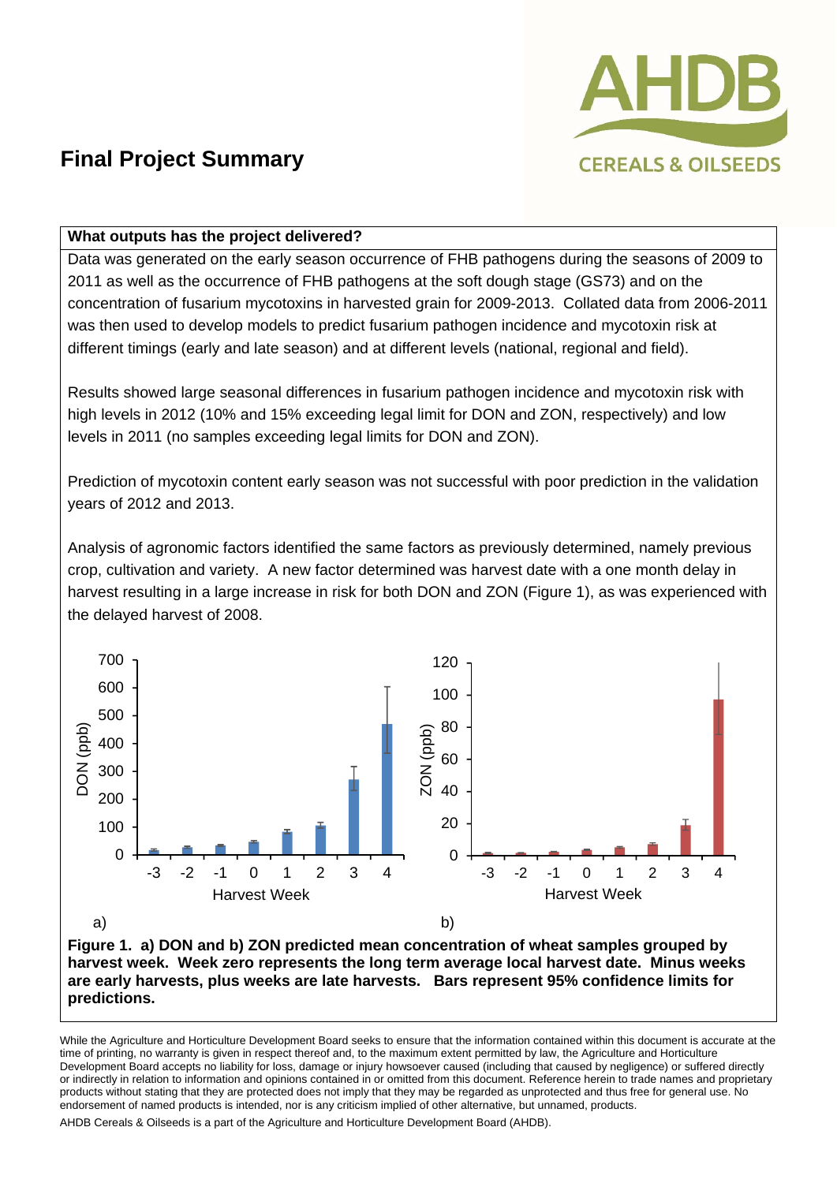## Final Project Summary

**What outputs has the project delivered?**

Data was generated on the early season occurrence of FHB pathogens during the seasons of 2009 to 2011 as well as the occurrence of FHB pathogens at the soft dough stage (GS73) and on the concentration of fusarium mycotoxins in harvested grain for 2009-2013. Collated data from 2006-2011 was then used to develop models to predict fusarium pathogen incidence and mycotoxin risk at different timings (early and late season) and at different levels (national, regional and field).

Results showed large seasonal differences in fusarium pathogen incidence and mycotoxin risk with high levels in 2012 (10% and 15% exceeding legal limit for DON and ZON, respectively) and low levels in 2011 (no samples exceeding legal limits for DON and ZON).

Prediction of mycotoxin content early season was not successful with poor prediction in the validation years of 2012 and 2013.

Analysis of agronomic factors identified the same factors as previously determined, namely previous crop, cultivation and variety. A new factor determined was harvest date with a one month delay in harvest resulting in a large increase in risk for both DON and ZON (Figure 1), as was experienced with the delayed harvest of 2008.

**Figure 1. a) DON and b) ZON predicted mean concentration of wheat samples grouped by harvest week. Week zero represents the long term average local harvest date. Minus weeks are early harvests, plus weeks are late harvests. Bars represent 95% confidence limits for predictions.**

While the Agriculture and Horticulture Development Board seeks to ensure that the information contained within this document is accurate at the time of printing, no warranty is given in respect thereof and, to the maximum extent permitted by law, the Agriculture and Horticulture Development Board accepts no liability for loss, damage or injury howsoever caused (including that caused by negligence) or suffered directly or indirectly in relation to information and opinions contained in or omitted from this document. Reference herein to trade names and proprietary products without stating that they are protected does not imply that they may be regarded as unprotected and thus free for general use. No endorsement of named products is intended, nor is any criticism implied of other alternative, but unnamed, products.

AHDB Cereals & Oilseeds is a part of the Agriculture and Horticulture Development Board (AHDB).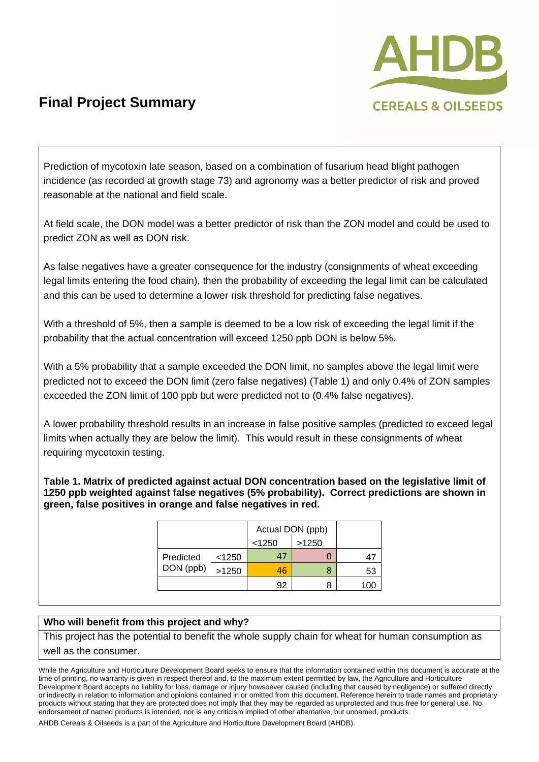## Final Project Summary

Prediction of mycotoxin late season, based on a combination of fusarium head blight pathogen incidence (as recorded at growth stage 73) and agronomy was a better predictor of risk and proved reasonable at the national and field scale.

At field scale, the DON model was a better predictor of risk than the ZON model and could be used to predict ZON as well as DON risk.

As false negatives have a greater consequence for the industry (consignments of wheat exceeding legal limits entering the food chain), then the probability of exceeding the legal limit can be calculated and this can be used to determine a lower risk threshold for predicting false negatives.

With a threshold of 5%, then a sample is deemed to be a low risk of exceeding the legal limit if the probability that the actual concentration will exceed 1250 ppb DON is below 5%.

With a 5% probability that a sample exceeded the DON limit, no samples above the legal limit were predicted not to exceed the DON limit (zero false negatives) (Table 1) and only 0.4% of ZON samples exceeded the ZON limit of 100 ppb but were predicted not to (0.4% false negatives).

A lower probability threshold results in an increase in false positive samples (predicted to exceed legal limits when actually they are below the limit). This would result in these consignments of wheat requiring mycotoxin testing.

**Table 1. Matrix of predicted against actual DON concentration based on the legislative limit of 1250 ppb weighted against false negatives (5% probability). Correct predictions are shown in green, false positives in orange and false negatives in red.**

| | | Actual DON (ppb) | | |
|---|---|---|---|---|
| | | <1250 | >1250 | |
| Predicted DON (ppb) | <1250 | 47 | 0 | 47 |
| | >1250 | 46 | 8 | 53 |
| | | 92 | 8 | 100 |

| **Who will benefit from this project and why?** |
|---|
| This project has the potential to benefit the whole supply chain for wheat for human consumption as well as the consumer. |

While the Agriculture and Horticulture Development Board seeks to ensure that the information contained within this document is accurate at the time of printing, no warranty is given in respect thereof and, to the maximum extent permitted by law, the Agriculture and Horticulture Development Board accepts no liability for loss, damage or injury howsoever caused (including that caused by negligence) or suffered directly or indirectly in relation to information and opinions contained in or omitted from this document. Reference herein to trade names and proprietary products without stating that they are protected does not imply that they may be regarded as unprotected and thus free for general use. No endorsement of named products is intended, nor is any criticism implied of other alternative, but unnamed, products.

AHDB Cereals & Oilseeds is a part of the Agriculture and Horticulture Development Board (AHDB).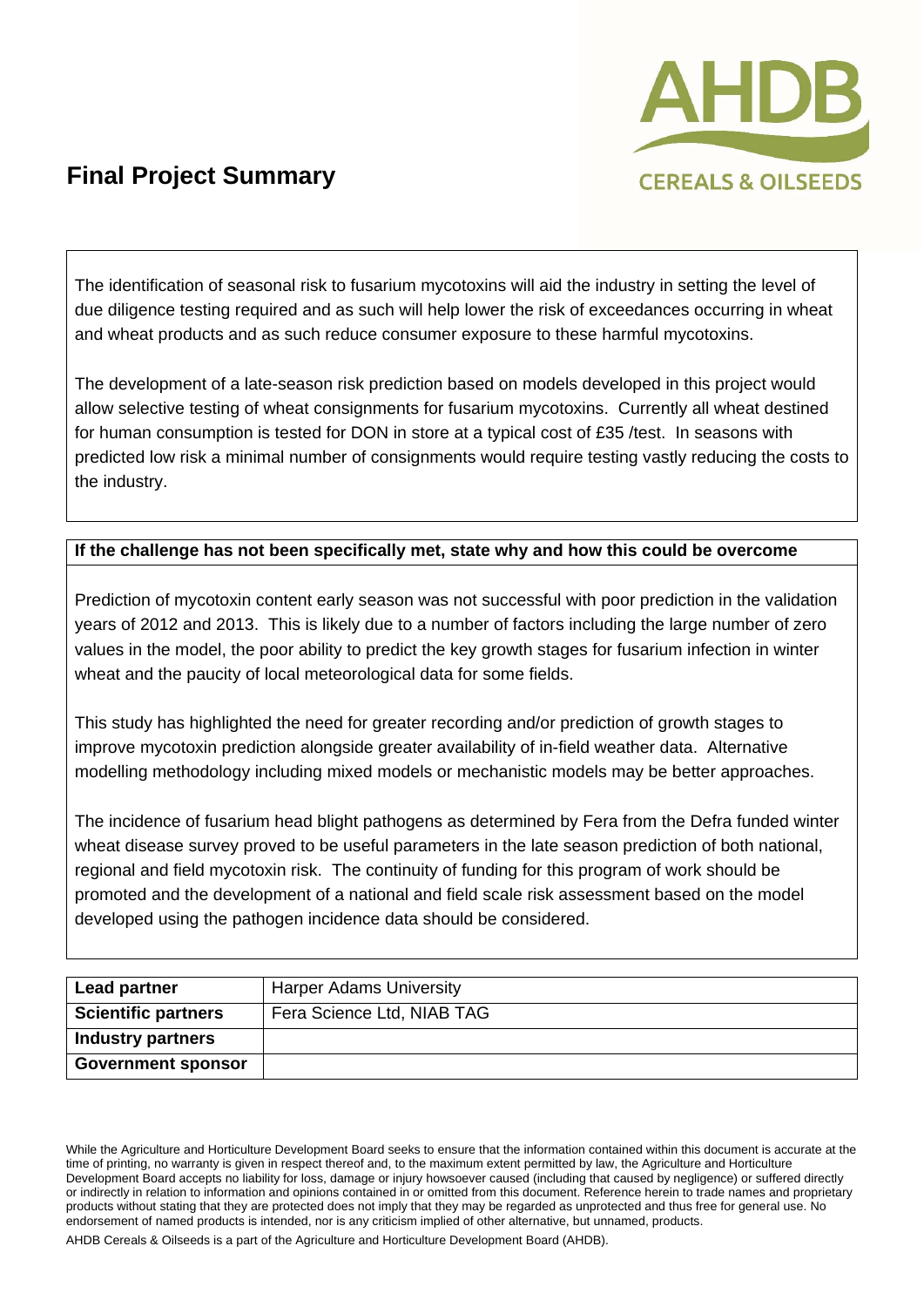# Final Project Summary

The identification of seasonal risk to fusarium mycotoxins will aid the industry in setting the level of due diligence testing required and as such will help lower the risk of exceedances occurring in wheat and wheat products and as such reduce consumer exposure to these harmful mycotoxins.

The development of a late-season risk prediction based on models developed in this project would allow selective testing of wheat consignments for fusarium mycotoxins. Currently all wheat destined for human consumption is tested for DON in store at a typical cost of £35 /test. In seasons with predicted low risk a minimal number of consignments would require testing vastly reducing the costs to the industry.

**If the challenge has not been specifically met, state why and how this could be overcome**

Prediction of mycotoxin content early season was not successful with poor prediction in the validation years of 2012 and 2013. This is likely due to a number of factors including the large number of zero values in the model, the poor ability to predict the key growth stages for fusarium infection in winter wheat and the paucity of local meteorological data for some fields.

This study has highlighted the need for greater recording and/or prediction of growth stages to improve mycotoxin prediction alongside greater availability of in-field weather data. Alternative modelling methodology including mixed models or mechanistic models may be better approaches.

The incidence of fusarium head blight pathogens as determined by Fera from the Defra funded winter wheat disease survey proved to be useful parameters in the late season prediction of both national, regional and field mycotoxin risk. The continuity of funding for this program of work should be promoted and the development of a national and field scale risk assessment based on the model developed using the pathogen incidence data should be considered.

| | |
|---|---|
| **Lead partner** | Harper Adams University |
| **Scientific partners** | Fera Science Ltd, NIAB TAG |
| **Industry partners** | |
| **Government sponsor** | |

While the Agriculture and Horticulture Development Board seeks to ensure that the information contained within this document is accurate at the time of printing, no warranty is given in respect thereof and, to the maximum extent permitted by law, the Agriculture and Horticulture Development Board accepts no liability for loss, damage or injury howsoever caused (including that caused by negligence) or suffered directly or indirectly in relation to information and opinions contained in or omitted from this document. Reference herein to trade names and proprietary products without stating that they are protected does not imply that they may be regarded as unprotected and thus free for general use. No endorsement of named products is intended, nor is any criticism implied of other alternative, but unnamed, products.

AHDB Cereals & Oilseeds is a part of the Agriculture and Horticulture Development Board (AHDB).